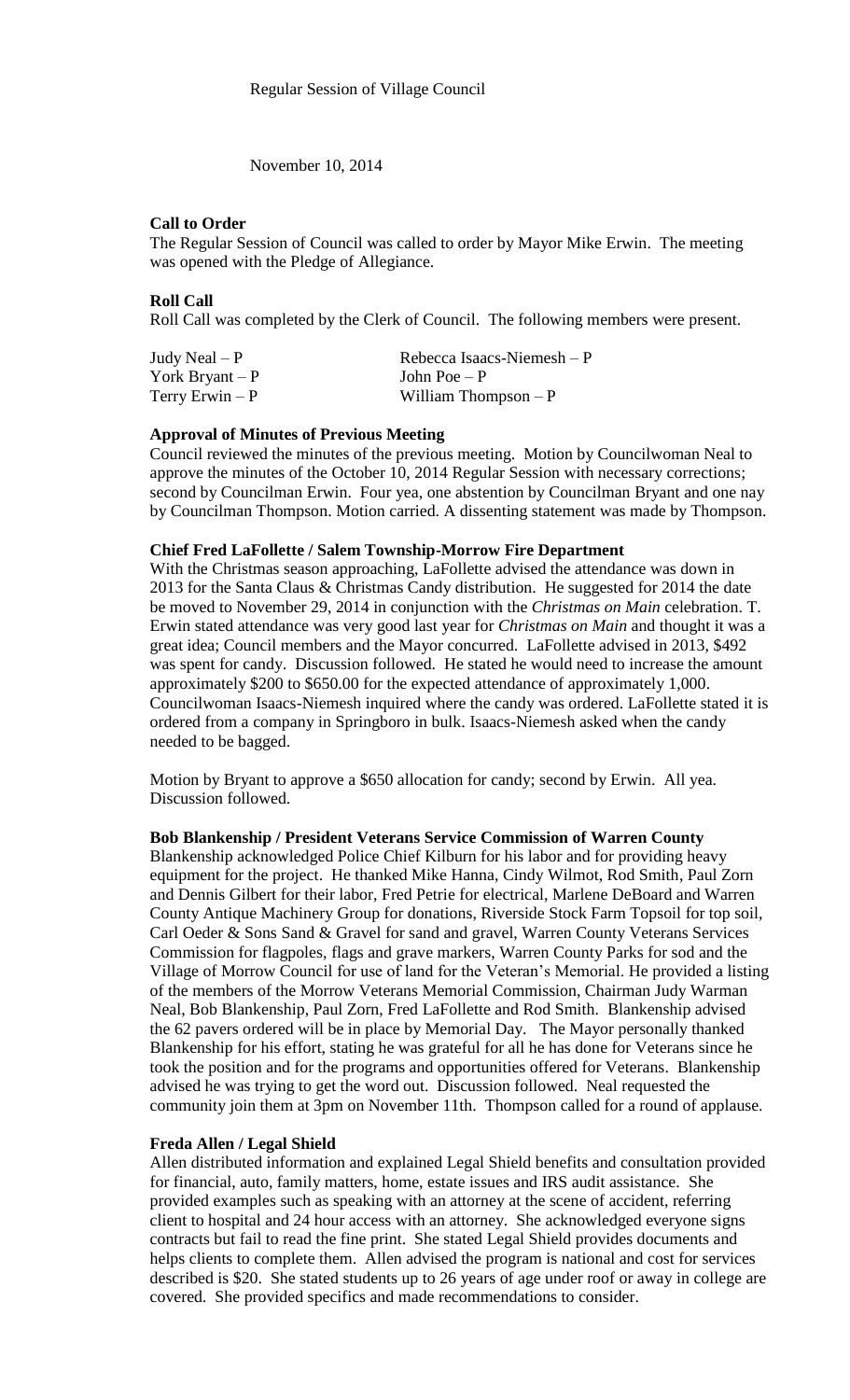Regular Session of Village Council

November 10, 2014

**Call to Order**

The Regular Session of Council was called to order by Mayor Mike Erwin. The meeting was opened with the Pledge of Allegiance.

**Roll Call**

Roll Call was completed by the Clerk of Council. The following members were present.

| | |
|---|---|
| Judy Neal – P | Rebecca Isaacs-Niemesh – P |
| York Bryant – P | John Poe – P |
| Terry Erwin – P | William Thompson – P |

**Approval of Minutes of Previous Meeting**

Council reviewed the minutes of the previous meeting. Motion by Councilwoman Neal to approve the minutes of the October 10, 2014 Regular Session with necessary corrections; second by Councilman Erwin. Four yea, one abstention by Councilman Bryant and one nay by Councilman Thompson. Motion carried. A dissenting statement was made by Thompson.

**Chief Fred LaFollette / Salem Township-Morrow Fire Department**

With the Christmas season approaching, LaFollette advised the attendance was down in 2013 for the Santa Claus & Christmas Candy distribution. He suggested for 2014 the date be moved to November 29, 2014 in conjunction with the *Christmas on Main* celebration. T. Erwin stated attendance was very good last year for *Christmas on Main* and thought it was a great idea; Council members and the Mayor concurred. LaFollette advised in 2013, $492 was spent for candy. Discussion followed. He stated he would need to increase the amount approximately $200 to $650.00 for the expected attendance of approximately 1,000. Councilwoman Isaacs-Niemesh inquired where the candy was ordered. LaFollette stated it is ordered from a company in Springboro in bulk. Isaacs-Niemesh asked when the candy needed to be bagged.

Motion by Bryant to approve a $650 allocation for candy; second by Erwin. All yea. Discussion followed.

**Bob Blankenship / President Veterans Service Commission of Warren County**

Blankenship acknowledged Police Chief Kilburn for his labor and for providing heavy equipment for the project. He thanked Mike Hanna, Cindy Wilmot, Rod Smith, Paul Zorn and Dennis Gilbert for their labor, Fred Petrie for electrical, Marlene DeBoard and Warren County Antique Machinery Group for donations, Riverside Stock Farm Topsoil for top soil, Carl Oeder & Sons Sand & Gravel for sand and gravel, Warren County Veterans Services Commission for flagpoles, flags and grave markers, Warren County Parks for sod and the Village of Morrow Council for use of land for the Veteran's Memorial. He provided a listing of the members of the Morrow Veterans Memorial Commission, Chairman Judy Warman Neal, Bob Blankenship, Paul Zorn, Fred LaFollette and Rod Smith. Blankenship advised the 62 pavers ordered will be in place by Memorial Day. The Mayor personally thanked Blankenship for his effort, stating he was grateful for all he has done for Veterans since he took the position and for the programs and opportunities offered for Veterans. Blankenship advised he was trying to get the word out. Discussion followed. Neal requested the community join them at 3pm on November 11th. Thompson called for a round of applause.

**Freda Allen / Legal Shield**

Allen distributed information and explained Legal Shield benefits and consultation provided for financial, auto, family matters, home, estate issues and IRS audit assistance. She provided examples such as speaking with an attorney at the scene of accident, referring client to hospital and 24 hour access with an attorney. She acknowledged everyone signs contracts but fail to read the fine print. She stated Legal Shield provides documents and helps clients to complete them. Allen advised the program is national and cost for services described is $20. She stated students up to 26 years of age under roof or away in college are covered. She provided specifics and made recommendations to consider.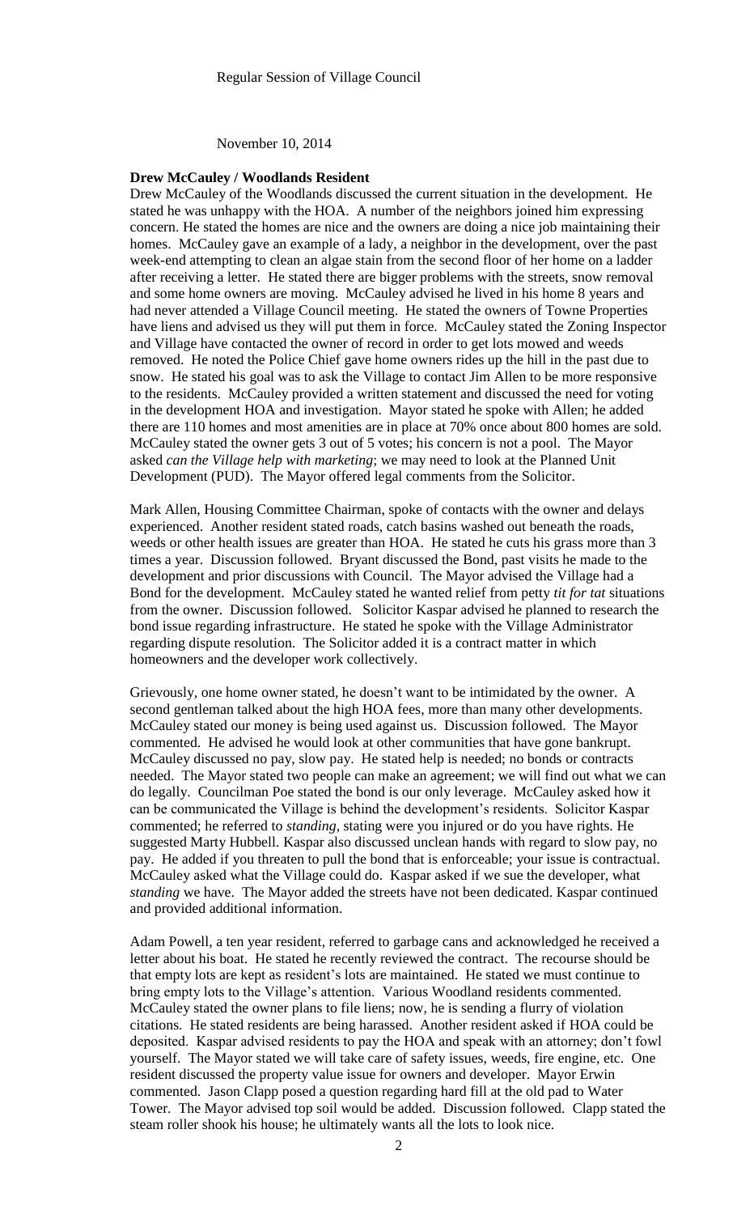Regular Session of Village Council

November 10, 2014

**Drew McCauley / Woodlands Resident**

Drew McCauley of the Woodlands discussed the current situation in the development. He stated he was unhappy with the HOA. A number of the neighbors joined him expressing concern. He stated the homes are nice and the owners are doing a nice job maintaining their homes. McCauley gave an example of a lady, a neighbor in the development, over the past week-end attempting to clean an algae stain from the second floor of her home on a ladder after receiving a letter. He stated there are bigger problems with the streets, snow removal and some home owners are moving. McCauley advised he lived in his home 8 years and had never attended a Village Council meeting. He stated the owners of Towne Properties have liens and advised us they will put them in force. McCauley stated the Zoning Inspector and Village have contacted the owner of record in order to get lots mowed and weeds removed. He noted the Police Chief gave home owners rides up the hill in the past due to snow. He stated his goal was to ask the Village to contact Jim Allen to be more responsive to the residents. McCauley provided a written statement and discussed the need for voting in the development HOA and investigation. Mayor stated he spoke with Allen; he added there are 110 homes and most amenities are in place at 70% once about 800 homes are sold. McCauley stated the owner gets 3 out of 5 votes; his concern is not a pool. The Mayor asked *can the Village help with marketing*; we may need to look at the Planned Unit Development (PUD). The Mayor offered legal comments from the Solicitor.

Mark Allen, Housing Committee Chairman, spoke of contacts with the owner and delays experienced. Another resident stated roads, catch basins washed out beneath the roads, weeds or other health issues are greater than HOA. He stated he cuts his grass more than 3 times a year. Discussion followed. Bryant discussed the Bond, past visits he made to the development and prior discussions with Council. The Mayor advised the Village had a Bond for the development. McCauley stated he wanted relief from petty *tit for tat* situations from the owner. Discussion followed. Solicitor Kaspar advised he planned to research the bond issue regarding infrastructure. He stated he spoke with the Village Administrator regarding dispute resolution. The Solicitor added it is a contract matter in which homeowners and the developer work collectively.

Grievously, one home owner stated, he doesn't want to be intimidated by the owner. A second gentleman talked about the high HOA fees, more than many other developments. McCauley stated our money is being used against us. Discussion followed. The Mayor commented. He advised he would look at other communities that have gone bankrupt. McCauley discussed no pay, slow pay. He stated help is needed; no bonds or contracts needed. The Mayor stated two people can make an agreement; we will find out what we can do legally. Councilman Poe stated the bond is our only leverage. McCauley asked how it can be communicated the Village is behind the development's residents. Solicitor Kaspar commented; he referred to *standing*, stating were you injured or do you have rights. He suggested Marty Hubbell. Kaspar also discussed unclean hands with regard to slow pay, no pay. He added if you threaten to pull the bond that is enforceable; your issue is contractual. McCauley asked what the Village could do. Kaspar asked if we sue the developer, what *standing* we have. The Mayor added the streets have not been dedicated. Kaspar continued and provided additional information.

Adam Powell, a ten year resident, referred to garbage cans and acknowledged he received a letter about his boat. He stated he recently reviewed the contract. The recourse should be that empty lots are kept as resident's lots are maintained. He stated we must continue to bring empty lots to the Village's attention. Various Woodland residents commented. McCauley stated the owner plans to file liens; now, he is sending a flurry of violation citations. He stated residents are being harassed. Another resident asked if HOA could be deposited. Kaspar advised residents to pay the HOA and speak with an attorney; don't fowl yourself. The Mayor stated we will take care of safety issues, weeds, fire engine, etc. One resident discussed the property value issue for owners and developer. Mayor Erwin commented. Jason Clapp posed a question regarding hard fill at the old pad to Water Tower. The Mayor advised top soil would be added. Discussion followed. Clapp stated the steam roller shook his house; he ultimately wants all the lots to look nice.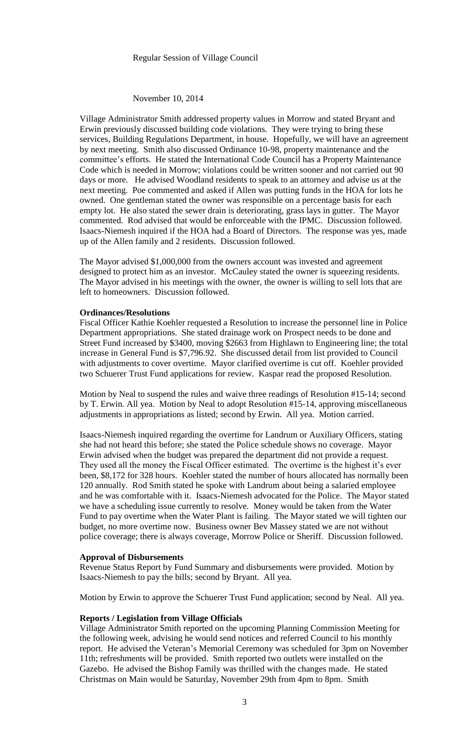Regular Session of Village Council

November 10, 2014

Village Administrator Smith addressed property values in Morrow and stated Bryant and Erwin previously discussed building code violations. They were trying to bring these services, Building Regulations Department, in house. Hopefully, we will have an agreement by next meeting. Smith also discussed Ordinance 10-98, property maintenance and the committee's efforts. He stated the International Code Council has a Property Maintenance Code which is needed in Morrow; violations could be written sooner and not carried out 90 days or more. He advised Woodland residents to speak to an attorney and advise us at the next meeting. Poe commented and asked if Allen was putting funds in the HOA for lots he owned. One gentleman stated the owner was responsible on a percentage basis for each empty lot. He also stated the sewer drain is deteriorating, grass lays in gutter. The Mayor commented. Rod advised that would be enforceable with the IPMC. Discussion followed. Isaacs-Niemesh inquired if the HOA had a Board of Directors. The response was yes, made up of the Allen family and 2 residents. Discussion followed.

The Mayor advised $1,000,000 from the owners account was invested and agreement designed to protect him as an investor. McCauley stated the owner is squeezing residents. The Mayor advised in his meetings with the owner, the owner is willing to sell lots that are left to homeowners. Discussion followed.

**Ordinances/Resolutions**

Fiscal Officer Kathie Koehler requested a Resolution to increase the personnel line in Police Department appropriations. She stated drainage work on Prospect needs to be done and Street Fund increased by $3400, moving $2663 from Highlawn to Engineering line; the total increase in General Fund is $7,796.92. She discussed detail from list provided to Council with adjustments to cover overtime. Mayor clarified overtime is cut off. Koehler provided two Schuerer Trust Fund applications for review. Kaspar read the proposed Resolution.

Motion by Neal to suspend the rules and waive three readings of Resolution #15-14; second by T. Erwin. All yea. Motion by Neal to adopt Resolution #15-14, approving miscellaneous adjustments in appropriations as listed; second by Erwin. All yea. Motion carried.

Isaacs-Niemesh inquired regarding the overtime for Landrum or Auxiliary Officers, stating she had not heard this before; she stated the Police schedule shows no coverage. Mayor Erwin advised when the budget was prepared the department did not provide a request. They used all the money the Fiscal Officer estimated. The overtime is the highest it's ever been, $8,172 for 328 hours. Koehler stated the number of hours allocated has normally been 120 annually. Rod Smith stated he spoke with Landrum about being a salaried employee and he was comfortable with it. Isaacs-Niemesh advocated for the Police. The Mayor stated we have a scheduling issue currently to resolve. Money would be taken from the Water Fund to pay overtime when the Water Plant is failing. The Mayor stated we will tighten our budget, no more overtime now. Business owner Bev Massey stated we are not without police coverage; there is always coverage, Morrow Police or Sheriff. Discussion followed.

**Approval of Disbursements**

Revenue Status Report by Fund Summary and disbursements were provided. Motion by Isaacs-Niemesh to pay the bills; second by Bryant. All yea.

Motion by Erwin to approve the Schuerer Trust Fund application; second by Neal. All yea.

**Reports / Legislation from Village Officials**

Village Administrator Smith reported on the upcoming Planning Commission Meeting for the following week, advising he would send notices and referred Council to his monthly report. He advised the Veteran's Memorial Ceremony was scheduled for 3pm on November 11th; refreshments will be provided. Smith reported two outlets were installed on the Gazebo. He advised the Bishop Family was thrilled with the changes made. He stated Christmas on Main would be Saturday, November 29th from 4pm to 8pm. Smith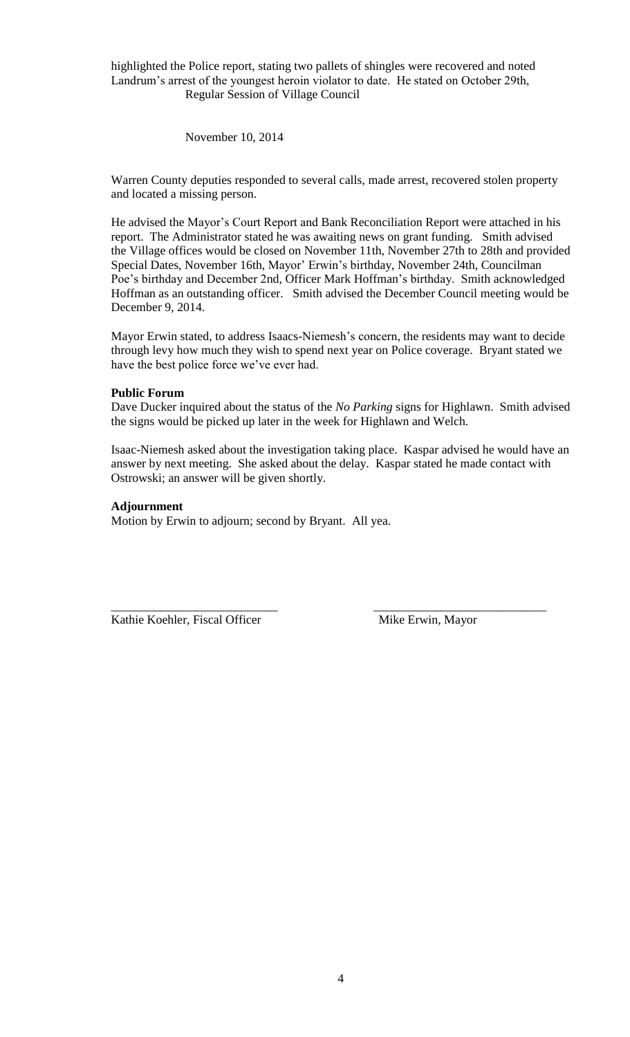highlighted the Police report, stating two pallets of shingles were recovered and noted Landrum's arrest of the youngest heroin violator to date. He stated on October 29th, Warren County deputies responded to several calls, made arrest, recovered stolen property and located a missing person.

He advised the Mayor's Court Report and Bank Reconciliation Report were attached in his report. The Administrator stated he was awaiting news on grant funding. Smith advised the Village offices would be closed on November 11th, November 27th to 28th and provided Special Dates, November 16th, Mayor' Erwin's birthday, November 24th, Councilman Poe's birthday and December 2nd, Officer Mark Hoffman's birthday. Smith acknowledged Hoffman as an outstanding officer. Smith advised the December Council meeting would be December 9, 2014.

Mayor Erwin stated, to address Isaacs-Niemesh's concern, the residents may want to decide through levy how much they wish to spend next year on Police coverage. Bryant stated we have the best police force we've ever had.

**Public Forum**
Dave Ducker inquired about the status of the *No Parking* signs for Highlawn. Smith advised the signs would be picked up later in the week for Highlawn and Welch.

Isaac-Niemesh asked about the investigation taking place. Kaspar advised he would have an answer by next meeting. She asked about the delay. Kaspar stated he made contact with Ostrowski; an answer will be given shortly.

**Adjournment**
Motion by Erwin to adjourn; second by Bryant. All yea.

___________________________ ___________________________
Kathie Koehler, Fiscal Officer Mike Erwin, Mayor